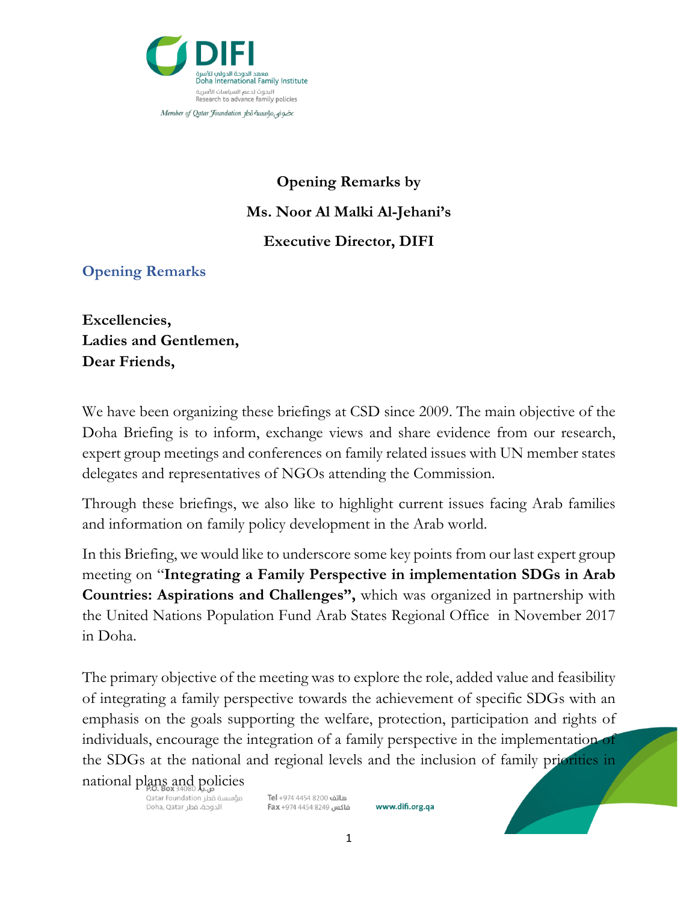**Opening Remarks by**

**Ms. Noor Al Malki Al-Jehani's**

**Executive Director, DIFI**

## Opening Remarks

**Excellencies,**
**Ladies and Gentlemen,**
**Dear Friends,**

We have been organizing these briefings at CSD since 2009. The main objective of the Doha Briefing is to inform, exchange views and share evidence from our research, expert group meetings and conferences on family related issues with UN member states delegates and representatives of NGOs attending the Commission.

Through these briefings, we also like to highlight current issues facing Arab families and information on family policy development in the Arab world.

In this Briefing, we would like to underscore some key points from our last expert group meeting on "**Integrating a Family Perspective in implementation SDGs in Arab Countries: Aspirations and Challenges",** which was organized in partnership with the United Nations Population Fund Arab States Regional Office in November 2017 in Doha.

The primary objective of the meeting was to explore the role, added value and feasibility of integrating a family perspective towards the achievement of specific SDGs with an emphasis on the goals supporting the welfare, protection, participation and rights of individuals, encourage the integration of a family perspective in the implementation of the SDGs at the national and regional levels and the inclusion of family priorities in national plans and policies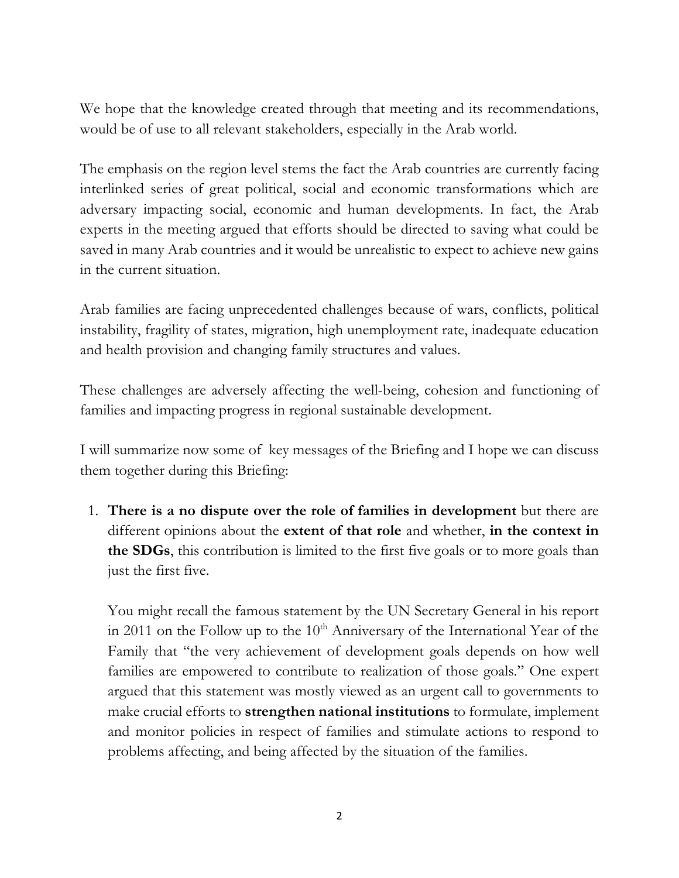We hope that the knowledge created through that meeting and its recommendations, would be of use to all relevant stakeholders, especially in the Arab world.

The emphasis on the region level stems the fact the Arab countries are currently facing interlinked series of great political, social and economic transformations which are adversary impacting social, economic and human developments. In fact, the Arab experts in the meeting argued that efforts should be directed to saving what could be saved in many Arab countries and it would be unrealistic to expect to achieve new gains in the current situation.

Arab families are facing unprecedented challenges because of wars, conflicts, political instability, fragility of states, migration, high unemployment rate, inadequate education and health provision and changing family structures and values.

These challenges are adversely affecting the well-being, cohesion and functioning of families and impacting progress in regional sustainable development.

I will summarize now some of key messages of the Briefing and I hope we can discuss them together during this Briefing:

1. **There is a no dispute over the role of families in development** but there are different opinions about the **extent of that role** and whether, **in the context in the SDGs**, this contribution is limited to the first five goals or to more goals than just the first five.

   You might recall the famous statement by the UN Secretary General in his report in 2011 on the Follow up to the 10th Anniversary of the International Year of the Family that "the very achievement of development goals depends on how well families are empowered to contribute to realization of those goals." One expert argued that this statement was mostly viewed as an urgent call to governments to make crucial efforts to **strengthen national institutions** to formulate, implement and monitor policies in respect of families and stimulate actions to respond to problems affecting, and being affected by the situation of the families.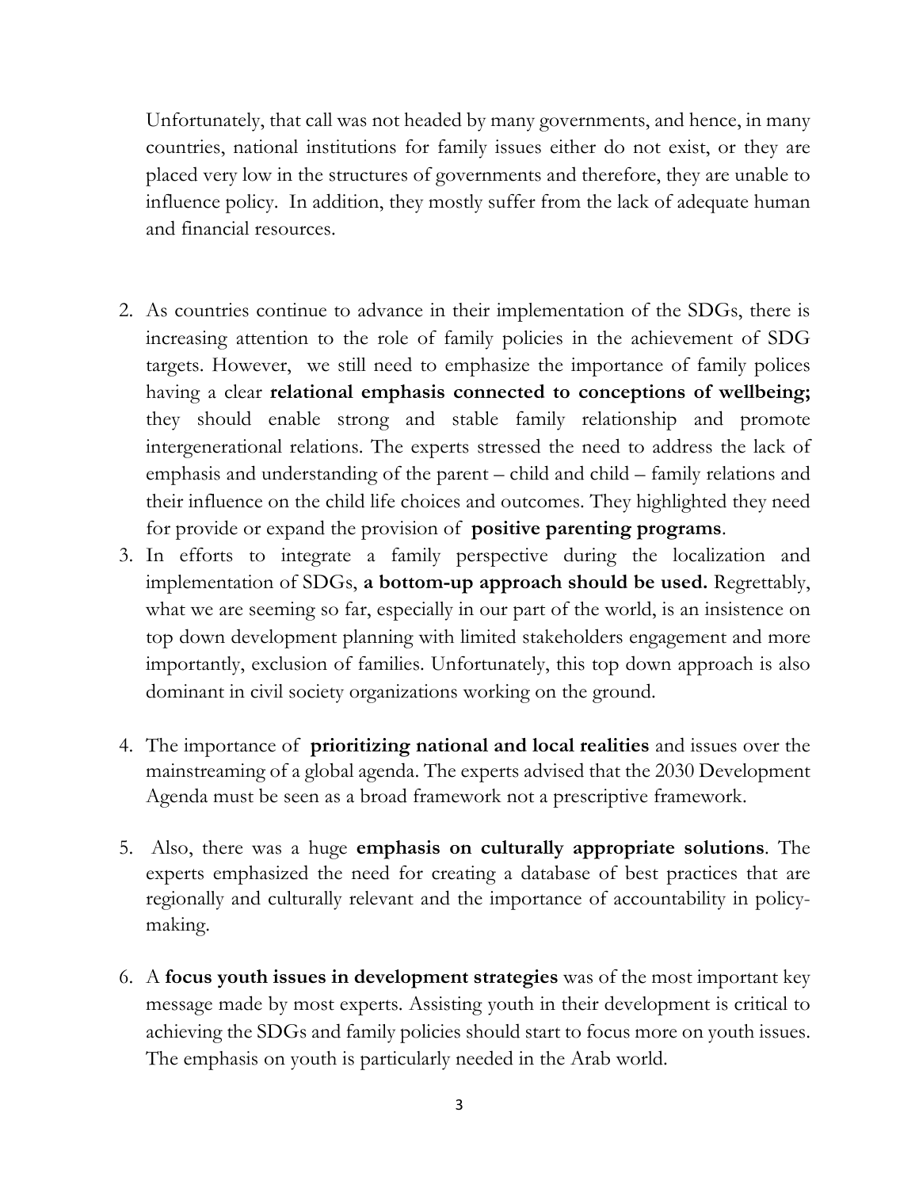Unfortunately, that call was not headed by many governments, and hence, in many countries, national institutions for family issues either do not exist, or they are placed very low in the structures of governments and therefore, they are unable to influence policy. In addition, they mostly suffer from the lack of adequate human and financial resources.

2. As countries continue to advance in their implementation of the SDGs, there is increasing attention to the role of family policies in the achievement of SDG targets. However, we still need to emphasize the importance of family polices having a clear **relational emphasis connected to conceptions of wellbeing;** they should enable strong and stable family relationship and promote intergenerational relations. The experts stressed the need to address the lack of emphasis and understanding of the parent – child and child – family relations and their influence on the child life choices and outcomes. They highlighted they need for provide or expand the provision of **positive parenting programs**.
3. In efforts to integrate a family perspective during the localization and implementation of SDGs, **a bottom-up approach should be used.** Regrettably, what we are seeming so far, especially in our part of the world, is an insistence on top down development planning with limited stakeholders engagement and more importantly, exclusion of families. Unfortunately, this top down approach is also dominant in civil society organizations working on the ground.

4. The importance of **prioritizing national and local realities** and issues over the mainstreaming of a global agenda. The experts advised that the 2030 Development Agenda must be seen as a broad framework not a prescriptive framework.

5. Also, there was a huge **emphasis on culturally appropriate solutions**. The experts emphasized the need for creating a database of best practices that are regionally and culturally relevant and the importance of accountability in policy-making.

6. A **focus youth issues in development strategies** was of the most important key message made by most experts. Assisting youth in their development is critical to achieving the SDGs and family policies should start to focus more on youth issues. The emphasis on youth is particularly needed in the Arab world.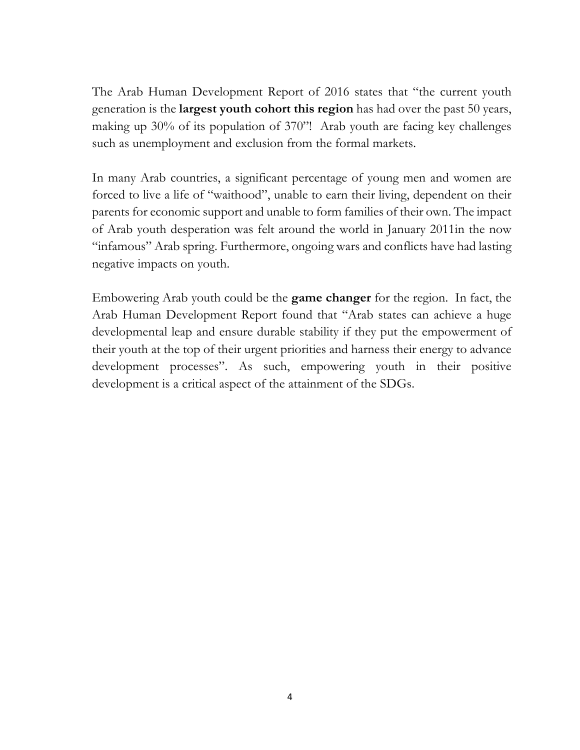The Arab Human Development Report of 2016 states that "the current youth generation is the **largest youth cohort this region** has had over the past 50 years, making up 30% of its population of 370"! Arab youth are facing key challenges such as unemployment and exclusion from the formal markets.

In many Arab countries, a significant percentage of young men and women are forced to live a life of "waithood", unable to earn their living, dependent on their parents for economic support and unable to form families of their own. The impact of Arab youth desperation was felt around the world in January 2011in the now "infamous" Arab spring. Furthermore, ongoing wars and conflicts have had lasting negative impacts on youth.

Embowering Arab youth could be the **game changer** for the region. In fact, the Arab Human Development Report found that "Arab states can achieve a huge developmental leap and ensure durable stability if they put the empowerment of their youth at the top of their urgent priorities and harness their energy to advance development processes". As such, empowering youth in their positive development is a critical aspect of the attainment of the SDGs.